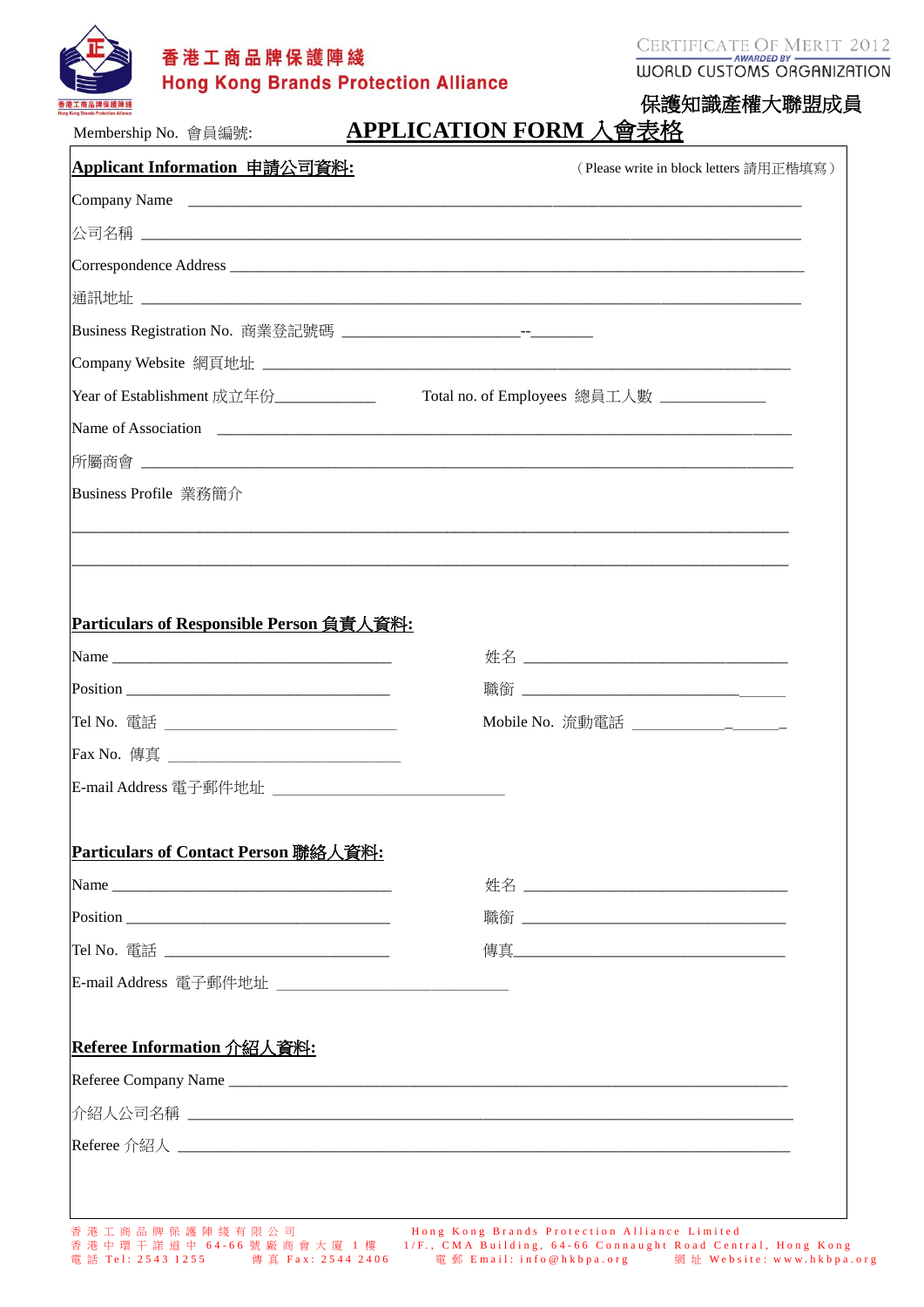香港工商品牌保護陣綫
Hong Kong Brands Protection Alliance

CERTIFICATE OF MERIT 2012
AWARDED BY
WORLD CUSTOMS ORGANIZATION

保護知識產權大聯盟成員

Membership No. 會員編號:

# APPLICATION FORM 入會表格

## Applicant Information 申請公司資料:

（Please write in block letters 請用正楷填寫）

Company Name ____________________________________________

公司名稱 ____________________________________________

Correspondence Address ____________________________________________

通訊地址 ____________________________________________

Business Registration No. 商業登記號碼 ____________________--________

Company Website 網頁地址 ____________________________________________

Year of Establishment 成立年份____________ Total no. of Employees 總員工人數 ____________

Name of Association ____________________________________________

所屬商會 ____________________________________________

Business Profile 業務簡介

____________________________________________

____________________________________________

## Particulars of Responsible Person 負責人資料:

Name ______________________ 姓名 ______________________

Position ______________________ 職銜 ______________________

Tel No. 電話 ______________________ Mobile No. 流動電話 ______________________

Fax No. 傳真 ______________________

E-mail Address 電子郵件地址 ______________________

## Particulars of Contact Person 聯絡人資料:

Name ______________________ 姓名 ______________________

Position ______________________ 職銜 ______________________

Tel No. 電話 ______________________ 傳真______________________

E-mail Address 電子郵件地址 ______________________

## Referee Information 介紹人資料:

Referee Company Name ____________________________________________

介紹人公司名稱 ____________________________________________

Referee 介紹人 ____________________________________________

香港工商品牌保護陣綫有限公司
Hong Kong Brands Protection Alliance Limited
香港中環干諾道中64-66號廠商會大廈1樓 1/F., CMA Building, 64-66 Connaught Road Central, Hong Kong
電話 Tel: 2543 1255 傳真 Fax: 2544 2406 電郵 Email: info@hkbpa.org 網址 Website: www.hkbpa.org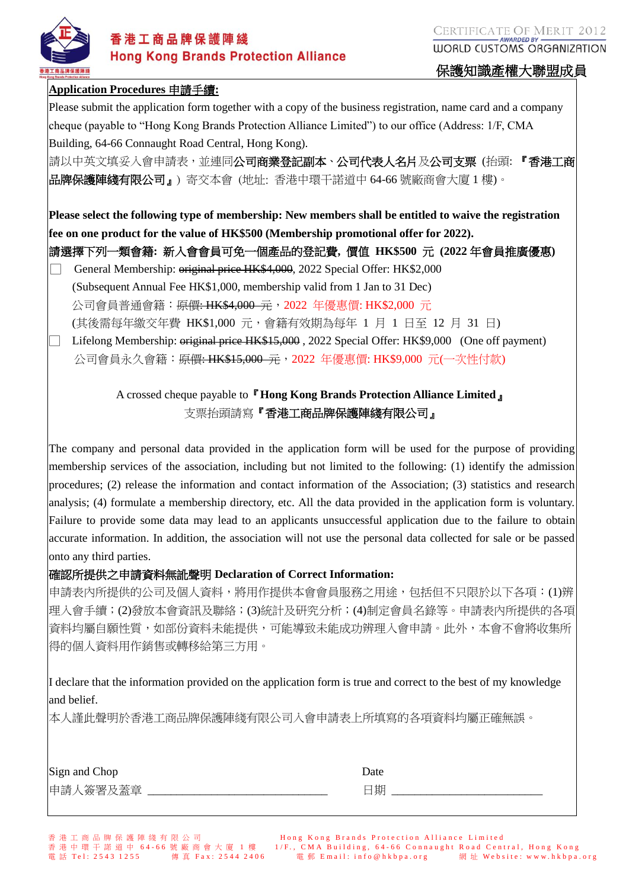**Application Procedures 申請手續:**

Please submit the application form together with a copy of the business registration, name card and a company cheque (payable to "Hong Kong Brands Protection Alliance Limited") to our office (Address: 1/F, CMA Building, 64-66 Connaught Road Central, Hong Kong).

請以中英文填妥入會申請表，並連同**公司商業登記副本**、**公司代表人名片**及**公司支票**（抬頭: **『香港工商品牌保護陣綫有限公司』**）寄交本會（地址: 香港中環干諾道中 64-66 號廠商會大廈 1 樓）。

**Please select the following type of membership: New members shall be entitled to waive the registration fee on one product for the value of HK$500 (Membership promotional offer for 2022).**

**請選擇下列一類會籍: 新入會會員可免一個產品的登記費，價值 HK$500 元 (2022 年會員推廣優惠)**

☐ General Membership: ~~original price HK$4,000~~, 2022 Special Offer: HK$2,000
(Subsequent Annual Fee HK$1,000, membership valid from 1 Jan to 31 Dec)
公司會員普通會籍：~~原價: HK$4,000 元~~，2022 年優惠價: HK$2,000 元
(其後需每年繳交年費 HK$1,000 元，會籍有效期為每年 1 月 1 日至 12 月 31 日)

☐ Lifelong Membership: ~~original price HK$15,000~~, 2022 Special Offer: HK$9,000 (One off payment)
公司會員永久會籍：~~原價: HK$15,000 元~~，2022 年優惠價: HK$9,000 元(一次性付款)

A crossed cheque payable to **『Hong Kong Brands Protection Alliance Limited』**
支票抬頭請寫**『香港工商品牌保護陣綫有限公司』**

The company and personal data provided in the application form will be used for the purpose of providing membership services of the association, including but not limited to the following: (1) identify the admission procedures; (2) release the information and contact information of the Association; (3) statistics and research analysis; (4) formulate a membership directory, etc. All the data provided in the application form is voluntary. Failure to provide some data may lead to an applicants unsuccessful application due to the failure to obtain accurate information. In addition, the association will not use the personal data collected for sale or be passed onto any third parties.

**確認所提供之申請資料無訛聲明 Declaration of Correct Information:**

申請表內所提供的公司及個人資料，將用作提供本會會員服務之用途，包括但不只限於以下各項：(1)辨理入會手續；(2)發放本會資訊及聯絡；(3)統計及研究分析；(4)制定會員名錄等。申請表內所提供的各項資料均屬自願性質，如部份資料未能提供，可能導致未能成功辨理入會申請。此外，本會不會將收集所得的個人資料用作銷售或轉移給第三方用。

I declare that the information provided on the application form is true and correct to the best of my knowledge and belief.

本人謹此聲明於香港工商品牌保護陣綫有限公司入會申請表上所填寫的各項資料均屬正確無誤。

Sign and Chop
申請人簽署及蓋章 ______________________________

Date
日期 __________________________